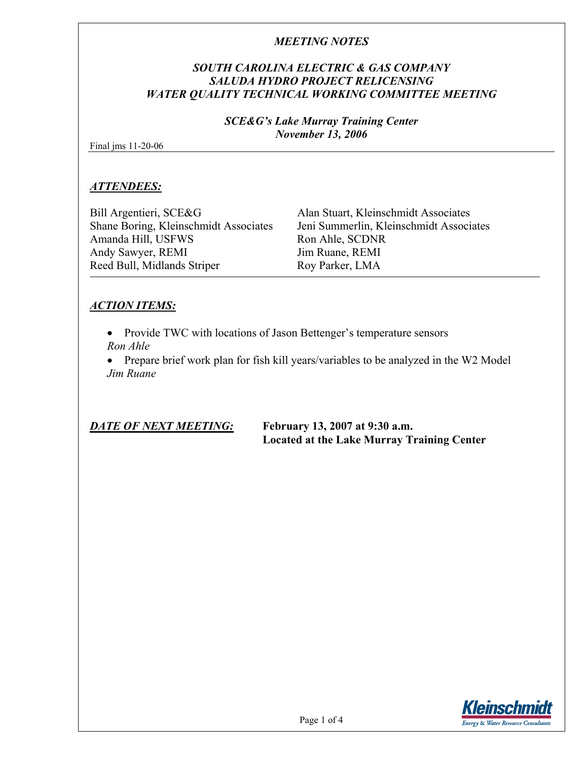*MEETING NOTES*

***SOUTH CAROLINA ELECTRIC & GAS COMPANY***
***SALUDA HYDRO PROJECT RELICENSING***
***WATER QUALITY TECHNICAL WORKING COMMITTEE MEETING***

***SCE&G's Lake Murray Training Center***
***November 13, 2006***

Final jms 11-20-06

---

## *ATTENDEES:*

| | |
|---|---|
| Bill Argentieri, SCE&G | Alan Stuart, Kleinschmidt Associates |
| Shane Boring, Kleinschmidt Associates | Jeni Summerlin, Kleinschmidt Associates |
| Amanda Hill, USFWS | Ron Ahle, SCDNR |
| Andy Sawyer, REMI | Jim Ruane, REMI |
| Reed Bull, Midlands Striper | Roy Parker, LMA |

---

## *ACTION ITEMS:*

- Provide TWC with locations of Jason Bettenger's temperature sensors
  *Ron Ahle*
- Prepare brief work plan for fish kill years/variables to be analyzed in the W2 Model
  *Jim Ruane*

***DATE OF NEXT MEETING:*** **February 13, 2007 at 9:30 a.m.**
**Located at the Lake Murray Training Center**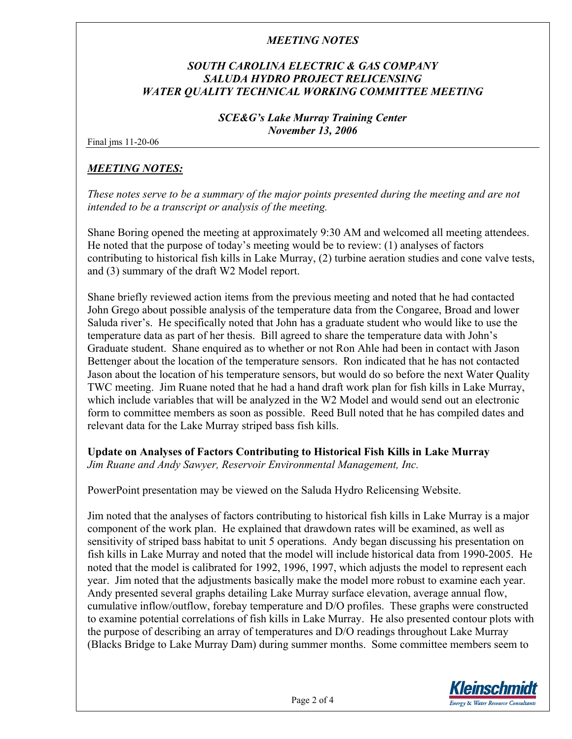*MEETING NOTES*

## *SOUTH CAROLINA ELECTRIC & GAS COMPANY SALUDA HYDRO PROJECT RELICENSING WATER QUALITY TECHNICAL WORKING COMMITTEE MEETING*

*SCE&G's Lake Murray Training Center*
*November 13, 2006*

Final jms 11-20-06

### *MEETING NOTES:*

*These notes serve to be a summary of the major points presented during the meeting and are not intended to be a transcript or analysis of the meeting.*

Shane Boring opened the meeting at approximately 9:30 AM and welcomed all meeting attendees. He noted that the purpose of today's meeting would be to review: (1) analyses of factors contributing to historical fish kills in Lake Murray, (2) turbine aeration studies and cone valve tests, and (3) summary of the draft W2 Model report.

Shane briefly reviewed action items from the previous meeting and noted that he had contacted John Grego about possible analysis of the temperature data from the Congaree, Broad and lower Saluda river's. He specifically noted that John has a graduate student who would like to use the temperature data as part of her thesis. Bill agreed to share the temperature data with John's Graduate student. Shane enquired as to whether or not Ron Ahle had been in contact with Jason Bettenger about the location of the temperature sensors. Ron indicated that he has not contacted Jason about the location of his temperature sensors, but would do so before the next Water Quality TWC meeting. Jim Ruane noted that he had a hand draft work plan for fish kills in Lake Murray, which include variables that will be analyzed in the W2 Model and would send out an electronic form to committee members as soon as possible. Reed Bull noted that he has compiled dates and relevant data for the Lake Murray striped bass fish kills.

**Update on Analyses of Factors Contributing to Historical Fish Kills in Lake Murray**
*Jim Ruane and Andy Sawyer, Reservoir Environmental Management, Inc.*

PowerPoint presentation may be viewed on the Saluda Hydro Relicensing Website.

Jim noted that the analyses of factors contributing to historical fish kills in Lake Murray is a major component of the work plan. He explained that drawdown rates will be examined, as well as sensitivity of striped bass habitat to unit 5 operations. Andy began discussing his presentation on fish kills in Lake Murray and noted that the model will include historical data from 1990-2005. He noted that the model is calibrated for 1992, 1996, 1997, which adjusts the model to represent each year. Jim noted that the adjustments basically make the model more robust to examine each year. Andy presented several graphs detailing Lake Murray surface elevation, average annual flow, cumulative inflow/outflow, forebay temperature and D/O profiles. These graphs were constructed to examine potential correlations of fish kills in Lake Murray. He also presented contour plots with the purpose of describing an array of temperatures and D/O readings throughout Lake Murray (Blacks Bridge to Lake Murray Dam) during summer months. Some committee members seem to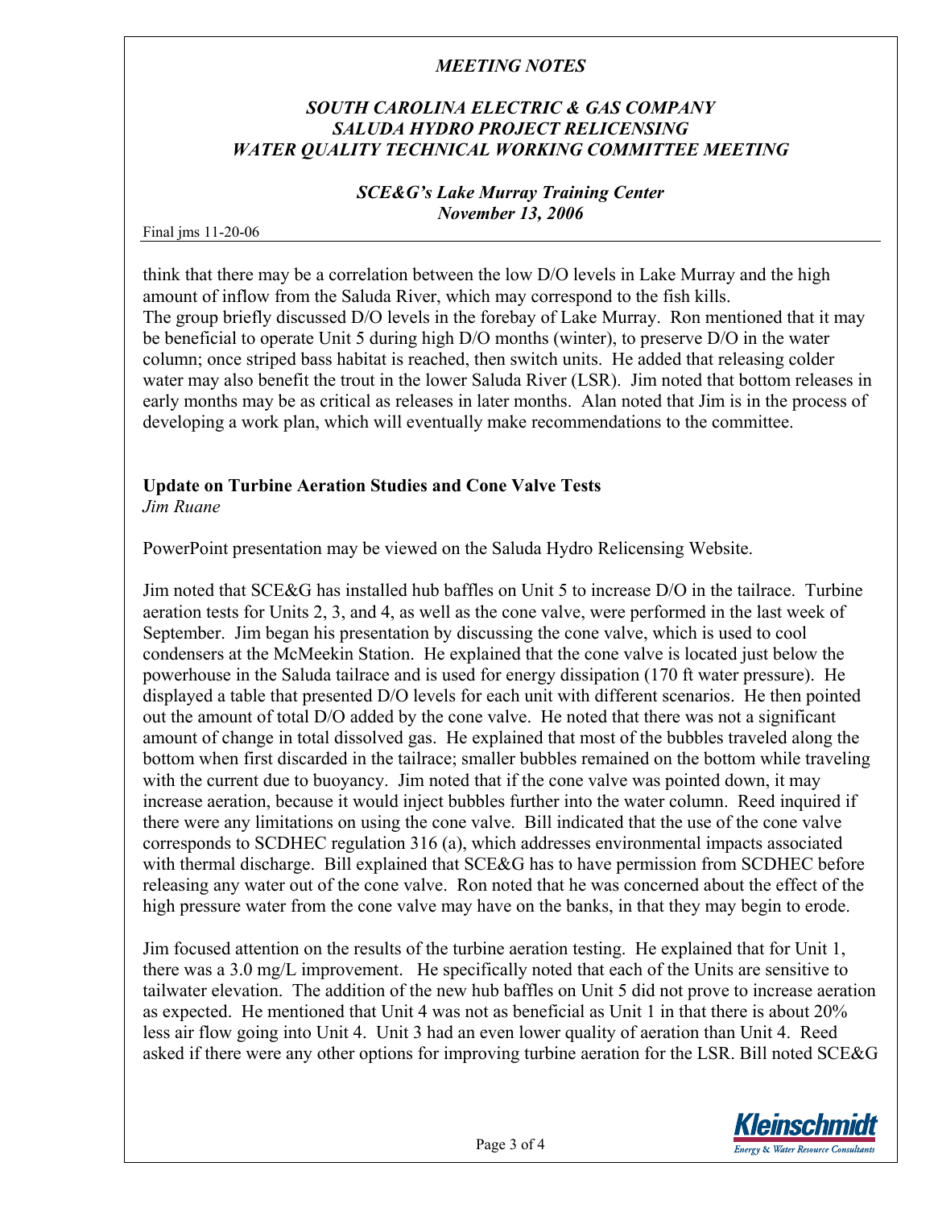think that there may be a correlation between the low D/O levels in Lake Murray and the high amount of inflow from the Saluda River, which may correspond to the fish kills.
The group briefly discussed D/O levels in the forebay of Lake Murray. Ron mentioned that it may be beneficial to operate Unit 5 during high D/O months (winter), to preserve D/O in the water column; once striped bass habitat is reached, then switch units. He added that releasing colder water may also benefit the trout in the lower Saluda River (LSR). Jim noted that bottom releases in early months may be as critical as releases in later months. Alan noted that Jim is in the process of developing a work plan, which will eventually make recommendations to the committee.

**Update on Turbine Aeration Studies and Cone Valve Tests**
*Jim Ruane*

PowerPoint presentation may be viewed on the Saluda Hydro Relicensing Website.

Jim noted that SCE&G has installed hub baffles on Unit 5 to increase D/O in the tailrace. Turbine aeration tests for Units 2, 3, and 4, as well as the cone valve, were performed in the last week of September. Jim began his presentation by discussing the cone valve, which is used to cool condensers at the McMeekin Station. He explained that the cone valve is located just below the powerhouse in the Saluda tailrace and is used for energy dissipation (170 ft water pressure). He displayed a table that presented D/O levels for each unit with different scenarios. He then pointed out the amount of total D/O added by the cone valve. He noted that there was not a significant amount of change in total dissolved gas. He explained that most of the bubbles traveled along the bottom when first discarded in the tailrace; smaller bubbles remained on the bottom while traveling with the current due to buoyancy. Jim noted that if the cone valve was pointed down, it may increase aeration, because it would inject bubbles further into the water column. Reed inquired if there were any limitations on using the cone valve. Bill indicated that the use of the cone valve corresponds to SCDHEC regulation 316 (a), which addresses environmental impacts associated with thermal discharge. Bill explained that SCE&G has to have permission from SCDHEC before releasing any water out of the cone valve. Ron noted that he was concerned about the effect of the high pressure water from the cone valve may have on the banks, in that they may begin to erode.

Jim focused attention on the results of the turbine aeration testing. He explained that for Unit 1, there was a 3.0 mg/L improvement. He specifically noted that each of the Units are sensitive to tailwater elevation. The addition of the new hub baffles on Unit 5 did not prove to increase aeration as expected. He mentioned that Unit 4 was not as beneficial as Unit 1 in that there is about 20% less air flow going into Unit 4. Unit 3 had an even lower quality of aeration than Unit 4. Reed asked if there were any other options for improving turbine aeration for the LSR. Bill noted SCE&G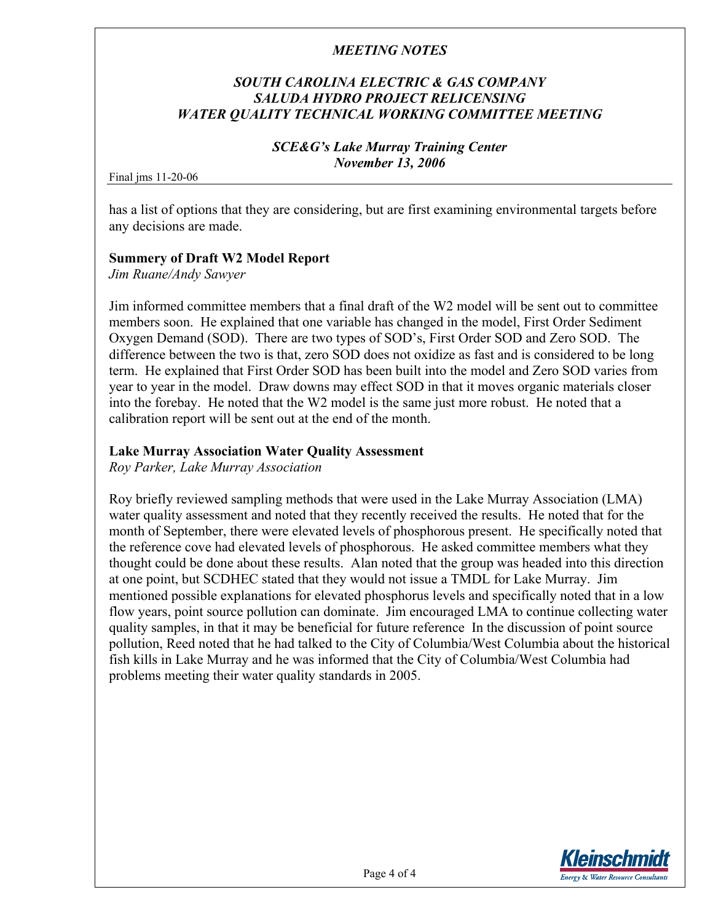has a list of options that they are considering, but are first examining environmental targets before any decisions are made.

**Summery of Draft W2 Model Report**

*Jim Ruane/Andy Sawyer*

Jim informed committee members that a final draft of the W2 model will be sent out to committee members soon. He explained that one variable has changed in the model, First Order Sediment Oxygen Demand (SOD). There are two types of SOD's, First Order SOD and Zero SOD. The difference between the two is that, zero SOD does not oxidize as fast and is considered to be long term. He explained that First Order SOD has been built into the model and Zero SOD varies from year to year in the model. Draw downs may effect SOD in that it moves organic materials closer into the forebay. He noted that the W2 model is the same just more robust. He noted that a calibration report will be sent out at the end of the month.

**Lake Murray Association Water Quality Assessment**

*Roy Parker, Lake Murray Association*

Roy briefly reviewed sampling methods that were used in the Lake Murray Association (LMA) water quality assessment and noted that they recently received the results. He noted that for the month of September, there were elevated levels of phosphorous present. He specifically noted that the reference cove had elevated levels of phosphorous. He asked committee members what they thought could be done about these results. Alan noted that the group was headed into this direction at one point, but SCDHEC stated that they would not issue a TMDL for Lake Murray. Jim mentioned possible explanations for elevated phosphorus levels and specifically noted that in a low flow years, point source pollution can dominate. Jim encouraged LMA to continue collecting water quality samples, in that it may be beneficial for future reference In the discussion of point source pollution, Reed noted that he had talked to the City of Columbia/West Columbia about the historical fish kills in Lake Murray and he was informed that the City of Columbia/West Columbia had problems meeting their water quality standards in 2005.